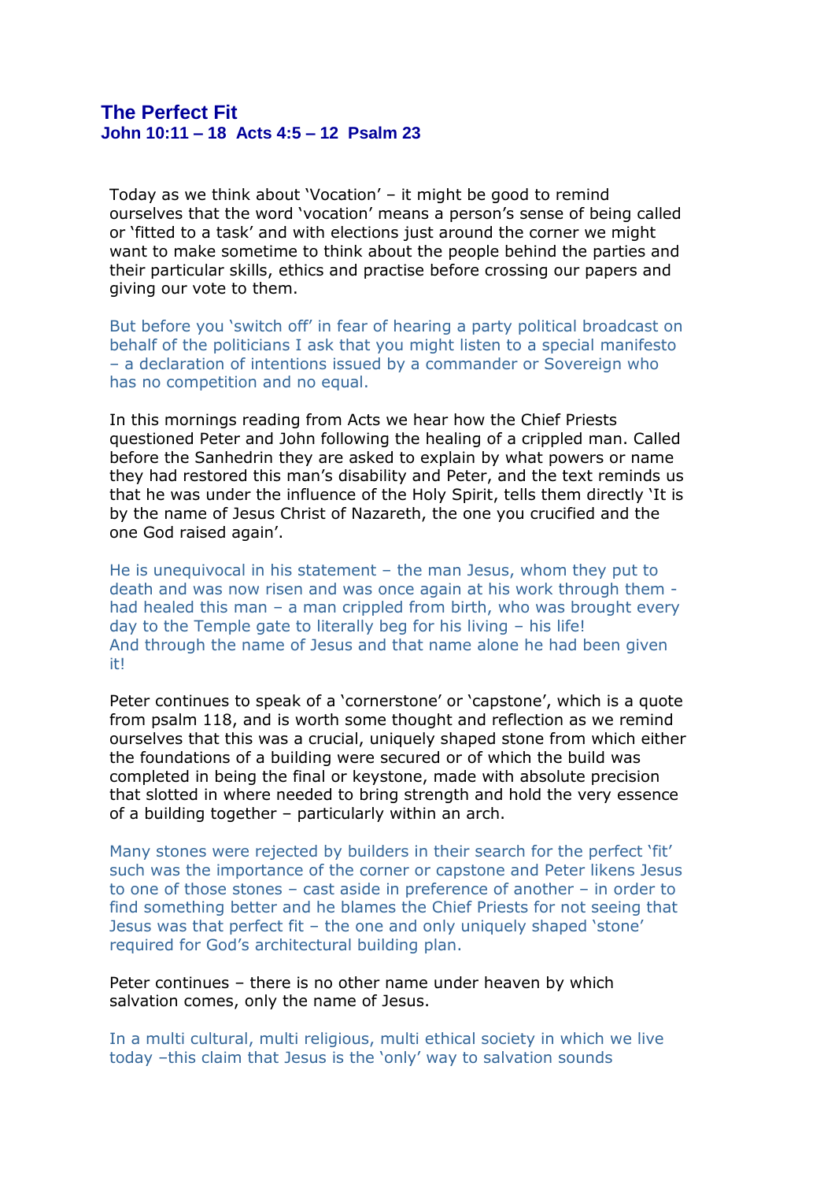# The Perfect Fit

**John 10:11 – 18  Acts 4:5 – 12  Psalm 23**

Today as we think about 'Vocation' – it might be good to remind ourselves that the word 'vocation' means a person's sense of being called or 'fitted to a task' and with elections just around the corner we might want to make sometime to think about the people behind the parties and their particular skills, ethics and practise before crossing our papers and giving our vote to them.

But before you 'switch off' in fear of hearing a party political broadcast on behalf of the politicians I ask that you might listen to a special manifesto – a declaration of intentions issued by a commander or Sovereign who has no competition and no equal.

In this mornings reading from Acts we hear how the Chief Priests questioned Peter and John following the healing of a crippled man. Called before the Sanhedrin they are asked to explain by what powers or name they had restored this man's disability and Peter, and the text reminds us that he was under the influence of the Holy Spirit, tells them directly 'It is by the name of Jesus Christ of Nazareth, the one you crucified and the one God raised again'.

He is unequivocal in his statement – the man Jesus, whom they put to death and was now risen and was once again at his work through them - had healed this man – a man crippled from birth, who was brought every day to the Temple gate to literally beg for his living – his life!
And through the name of Jesus and that name alone he had been given it!

Peter continues to speak of a 'cornerstone' or 'capstone', which is a quote from psalm 118, and is worth some thought and reflection as we remind ourselves that this was a crucial, uniquely shaped stone from which either the foundations of a building were secured or of which the build was completed in being the final or keystone, made with absolute precision that slotted in where needed to bring strength and hold the very essence of a building together – particularly within an arch.

Many stones were rejected by builders in their search for the perfect 'fit' such was the importance of the corner or capstone and Peter likens Jesus to one of those stones – cast aside in preference of another – in order to find something better and he blames the Chief Priests for not seeing that Jesus was that perfect fit – the one and only uniquely shaped 'stone' required for God's architectural building plan.

Peter continues – there is no other name under heaven by which salvation comes, only the name of Jesus.

In a multi cultural, multi religious, multi ethical society in which we live today –this claim that Jesus is the 'only' way to salvation sounds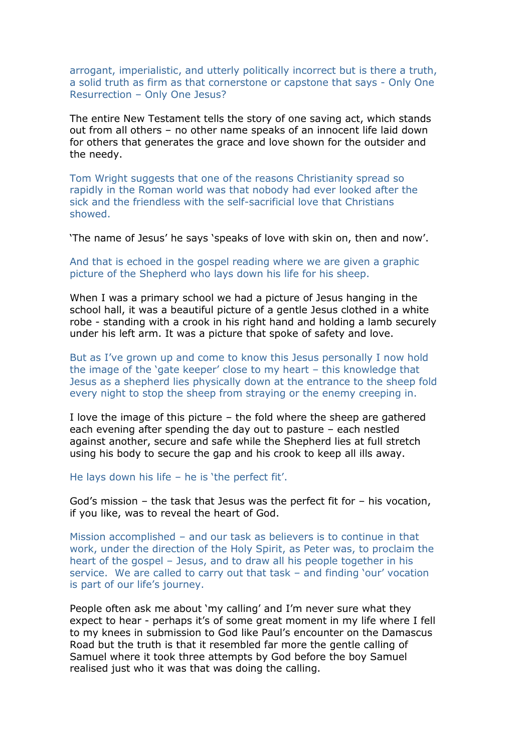arrogant, imperialistic, and utterly politically incorrect but is there a truth, a solid truth as firm as that cornerstone or capstone that says - Only One Resurrection – Only One Jesus?

The entire New Testament tells the story of one saving act, which stands out from all others – no other name speaks of an innocent life laid down for others that generates the grace and love shown for the outsider and the needy.

Tom Wright suggests that one of the reasons Christianity spread so rapidly in the Roman world was that nobody had ever looked after the sick and the friendless with the self-sacrificial love that Christians showed.

'The name of Jesus' he says 'speaks of love with skin on, then and now'.

And that is echoed in the gospel reading where we are given a graphic picture of the Shepherd who lays down his life for his sheep.

When I was a primary school we had a picture of Jesus hanging in the school hall, it was a beautiful picture of a gentle Jesus clothed in a white robe - standing with a crook in his right hand and holding a lamb securely under his left arm. It was a picture that spoke of safety and love.

But as I've grown up and come to know this Jesus personally I now hold the image of the 'gate keeper' close to my heart – this knowledge that Jesus as a shepherd lies physically down at the entrance to the sheep fold every night to stop the sheep from straying or the enemy creeping in.

I love the image of this picture – the fold where the sheep are gathered each evening after spending the day out to pasture – each nestled against another, secure and safe while the Shepherd lies at full stretch using his body to secure the gap and his crook to keep all ills away.

He lays down his life – he is 'the perfect fit'.

God's mission – the task that Jesus was the perfect fit for – his vocation, if you like, was to reveal the heart of God.

Mission accomplished – and our task as believers is to continue in that work, under the direction of the Holy Spirit, as Peter was, to proclaim the heart of the gospel – Jesus, and to draw all his people together in his service. We are called to carry out that task – and finding 'our' vocation is part of our life's journey.

People often ask me about 'my calling' and I'm never sure what they expect to hear - perhaps it's of some great moment in my life where I fell to my knees in submission to God like Paul's encounter on the Damascus Road but the truth is that it resembled far more the gentle calling of Samuel where it took three attempts by God before the boy Samuel realised just who it was that was doing the calling.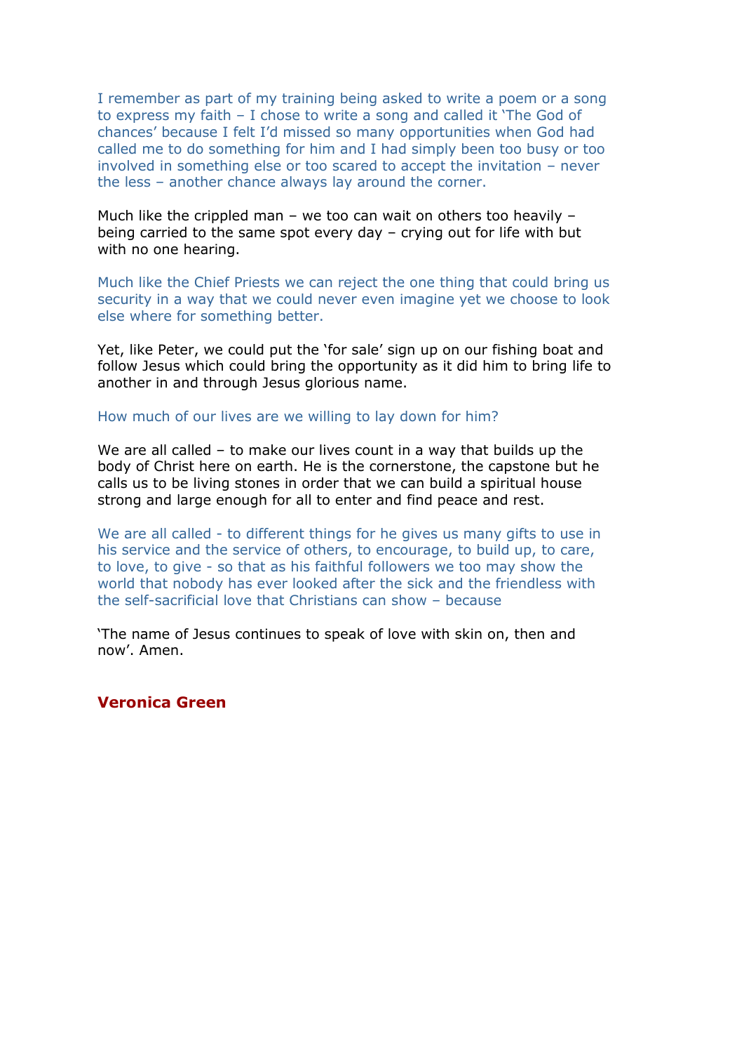I remember as part of my training being asked to write a poem or a song to express my faith – I chose to write a song and called it 'The God of chances' because I felt I'd missed so many opportunities when God had called me to do something for him and I had simply been too busy or too involved in something else or too scared to accept the invitation – never the less – another chance always lay around the corner.

Much like the crippled man – we too can wait on others too heavily – being carried to the same spot every day – crying out for life with but with no one hearing.

Much like the Chief Priests we can reject the one thing that could bring us security in a way that we could never even imagine yet we choose to look else where for something better.

Yet, like Peter, we could put the 'for sale' sign up on our fishing boat and follow Jesus which could bring the opportunity as it did him to bring life to another in and through Jesus glorious name.

How much of our lives are we willing to lay down for him?

We are all called – to make our lives count in a way that builds up the body of Christ here on earth. He is the cornerstone, the capstone but he calls us to be living stones in order that we can build a spiritual house strong and large enough for all to enter and find peace and rest.

We are all called - to different things for he gives us many gifts to use in his service and the service of others, to encourage, to build up, to care, to love, to give - so that as his faithful followers we too may show the world that nobody has ever looked after the sick and the friendless with the self-sacrificial love that Christians can show – because

'The name of Jesus continues to speak of love with skin on, then and now'. Amen.

**Veronica Green**